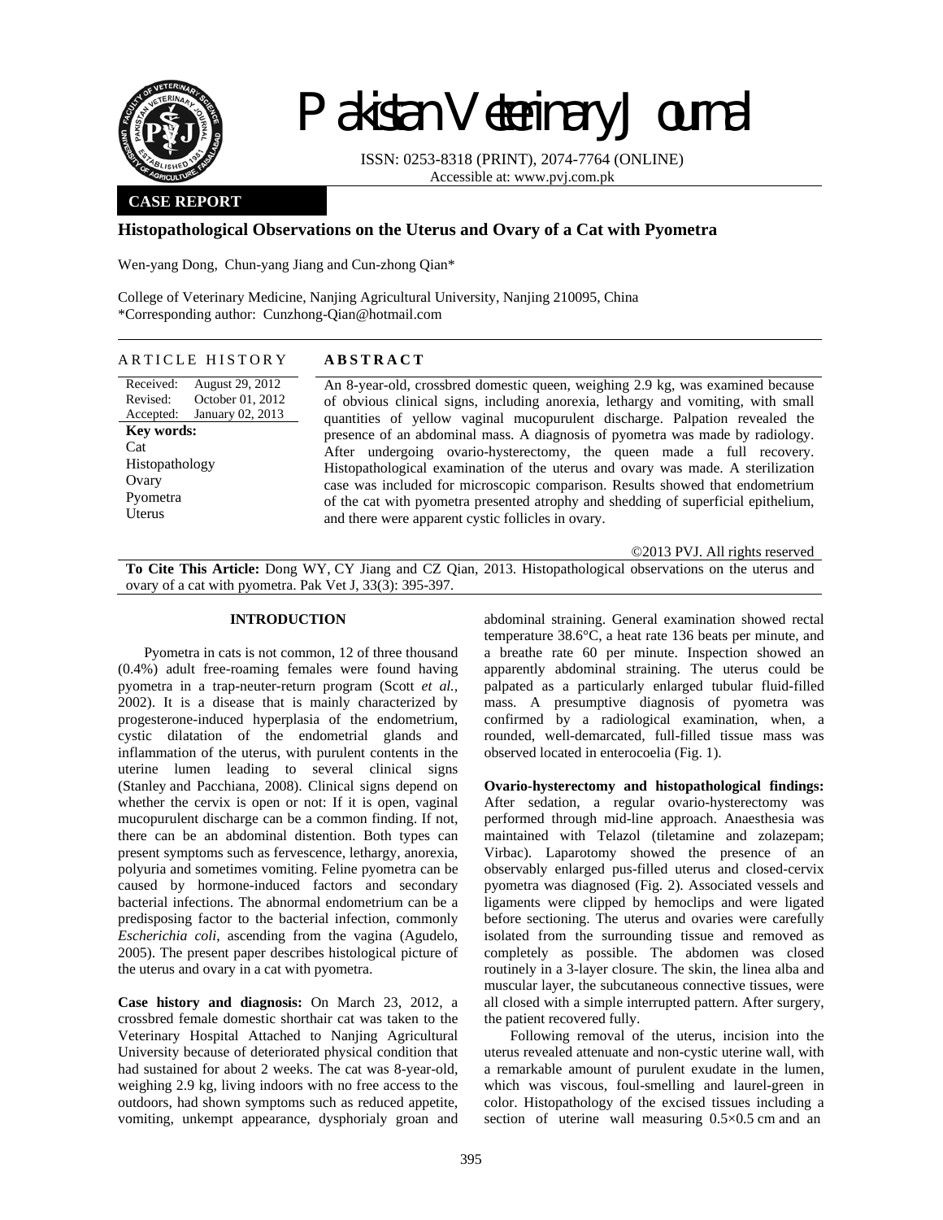# Pakistan Veterinary Journal

ISSN: 0253-8318 (PRINT), 2074-7764 (ONLINE)
Accessible at: www.pvj.com.pk

**CASE REPORT**

## Histopathological Observations on the Uterus and Ovary of a Cat with Pyometra

Wen-yang Dong, Chun-yang Jiang and Cun-zhong Qian*

College of Veterinary Medicine, Nanjing Agricultural University, Nanjing 210095, China
*Corresponding author: Cunzhong-Qian@hotmail.com

**ARTICLE HISTORY**

Received: August 29, 2012
Revised: October 01, 2012
Accepted: January 02, 2013

**Key words:**
Cat
Histopathology
Ovary
Pyometra
Uterus

**ABSTRACT**

An 8-year-old, crossbred domestic queen, weighing 2.9 kg, was examined because of obvious clinical signs, including anorexia, lethargy and vomiting, with small quantities of yellow vaginal mucopurulent discharge. Palpation revealed the presence of an abdominal mass. A diagnosis of pyometra was made by radiology. After undergoing ovario-hysterectomy, the queen made a full recovery. Histopathological examination of the uterus and ovary was made. A sterilization case was included for microscopic comparison. Results showed that endometrium of the cat with pyometra presented atrophy and shedding of superficial epithelium, and there were apparent cystic follicles in ovary.

©2013 PVJ. All rights reserved

**To Cite This Article:** Dong WY, CY Jiang and CZ Qian, 2013. Histopathological observations on the uterus and ovary of a cat with pyometra. Pak Vet J, 33(3): 395-397.

## INTRODUCTION

Pyometra in cats is not common, 12 of three thousand (0.4%) adult free-roaming females were found having pyometra in a trap-neuter-return program (Scott *et al.*, 2002). It is a disease that is mainly characterized by progesterone-induced hyperplasia of the endometrium, cystic dilatation of the endometrial glands and inflammation of the uterus, with purulent contents in the uterine lumen leading to several clinical signs (Stanley and Pacchiana, 2008). Clinical signs depend on whether the cervix is open or not: If it is open, vaginal mucopurulent discharge can be a common finding. If not, there can be an abdominal distention. Both types can present symptoms such as fervescence, lethargy, anorexia, polyuria and sometimes vomiting. Feline pyometra can be caused by hormone-induced factors and secondary bacterial infections. The abnormal endometrium can be a predisposing factor to the bacterial infection, commonly *Escherichia coli*, ascending from the vagina (Agudelo, 2005). The present paper describes histological picture of the uterus and ovary in a cat with pyometra.

**Case history and diagnosis:** On March 23, 2012, a crossbred female domestic shorthair cat was taken to the Veterinary Hospital Attached to Nanjing Agricultural University because of deteriorated physical condition that had sustained for about 2 weeks. The cat was 8-year-old, weighing 2.9 kg, living indoors with no free access to the outdoors, had shown symptoms such as reduced appetite, vomiting, unkempt appearance, dysphorialy groan and abdominal straining. General examination showed rectal temperature 38.6°C, a heat rate 136 beats per minute, and a breathe rate 60 per minute. Inspection showed an apparently abdominal straining. The uterus could be palpated as a particularly enlarged tubular fluid-filled mass. A presumptive diagnosis of pyometra was confirmed by a radiological examination, when, a rounded, well-demarcated, full-filled tissue mass was observed located in enterocoelia (Fig. 1).

**Ovario-hysterectomy and histopathological findings:** After sedation, a regular ovario-hysterectomy was performed through mid-line approach. Anaesthesia was maintained with Telazol (tiletamine and zolazepam; Virbac). Laparotomy showed the presence of an observably enlarged pus-filled uterus and closed-cervix pyometra was diagnosed (Fig. 2). Associated vessels and ligaments were clipped by hemoclips and were ligated before sectioning. The uterus and ovaries were carefully isolated from the surrounding tissue and removed as completely as possible. The abdomen was closed routinely in a 3-layer closure. The skin, the linea alba and muscular layer, the subcutaneous connective tissues, were all closed with a simple interrupted pattern. After surgery, the patient recovered fully.

Following removal of the uterus, incision into the uterus revealed attenuate and non-cystic uterine wall, with a remarkable amount of purulent exudate in the lumen, which was viscous, foul-smelling and laurel-green in color. Histopathology of the excised tissues including a section of uterine wall measuring 0.5×0.5 cm and an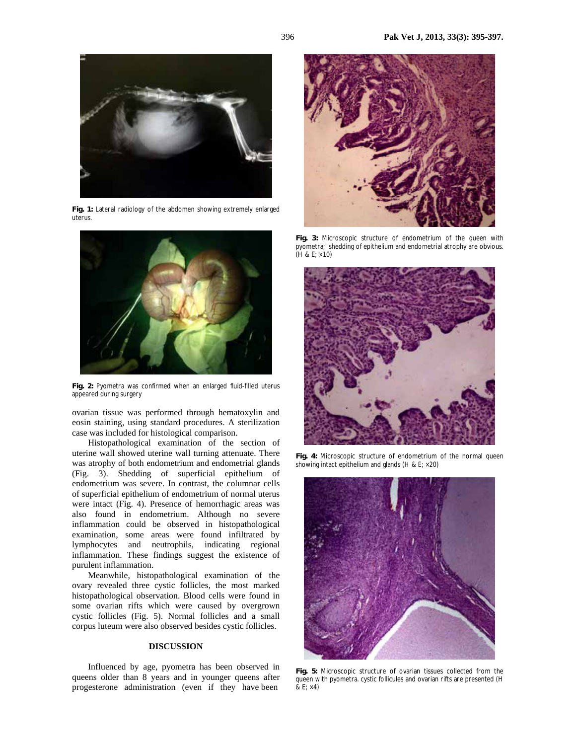Fig. 1: Lateral radiology of the abdomen showing extremely enlarged uterus.

Fig. 2: Pyometra was confirmed when an enlarged fluid-filled uterus appeared during surgery

ovarian tissue was performed through hematoxylin and eosin staining, using standard procedures. A sterilization case was included for histological comparison.

Histopathological examination of the section of uterine wall showed uterine wall turning attenuate. There was atrophy of both endometrium and endometrial glands (Fig. 3). Shedding of superficial epithelium of endometrium was severe. In contrast, the columnar cells of superficial epithelium of endometrium of normal uterus were intact (Fig. 4). Presence of hemorrhagic areas was also found in endometrium. Although no severe inflammation could be observed in histopathological examination, some areas were found infiltrated by lymphocytes and neutrophils, indicating regional inflammation. These findings suggest the existence of purulent inflammation.

Meanwhile, histopathological examination of the ovary revealed three cystic follicles, the most marked histopathological observation. Blood cells were found in some ovarian rifts which were caused by overgrown cystic follicles (Fig. 5). Normal follicles and a small corpus luteum were also observed besides cystic follicles.

## DISCUSSION

Influenced by age, pyometra has been observed in queens older than 8 years and in younger queens after progesterone administration (even if they have been

Fig. 3: Microscopic structure of endometrium of the queen with pyometra; shedding of epithelium and endometrial atrophy are obvious. (H & E; ×10)

Fig. 4: Microscopic structure of endometrium of the normal queen showing intact epithelium and glands (H & E; ×20)

Fig. 5: Microscopic structure of ovarian tissues collected from the queen with pyometra. cystic follicules and ovarian rifts are presented (H & E; ×4)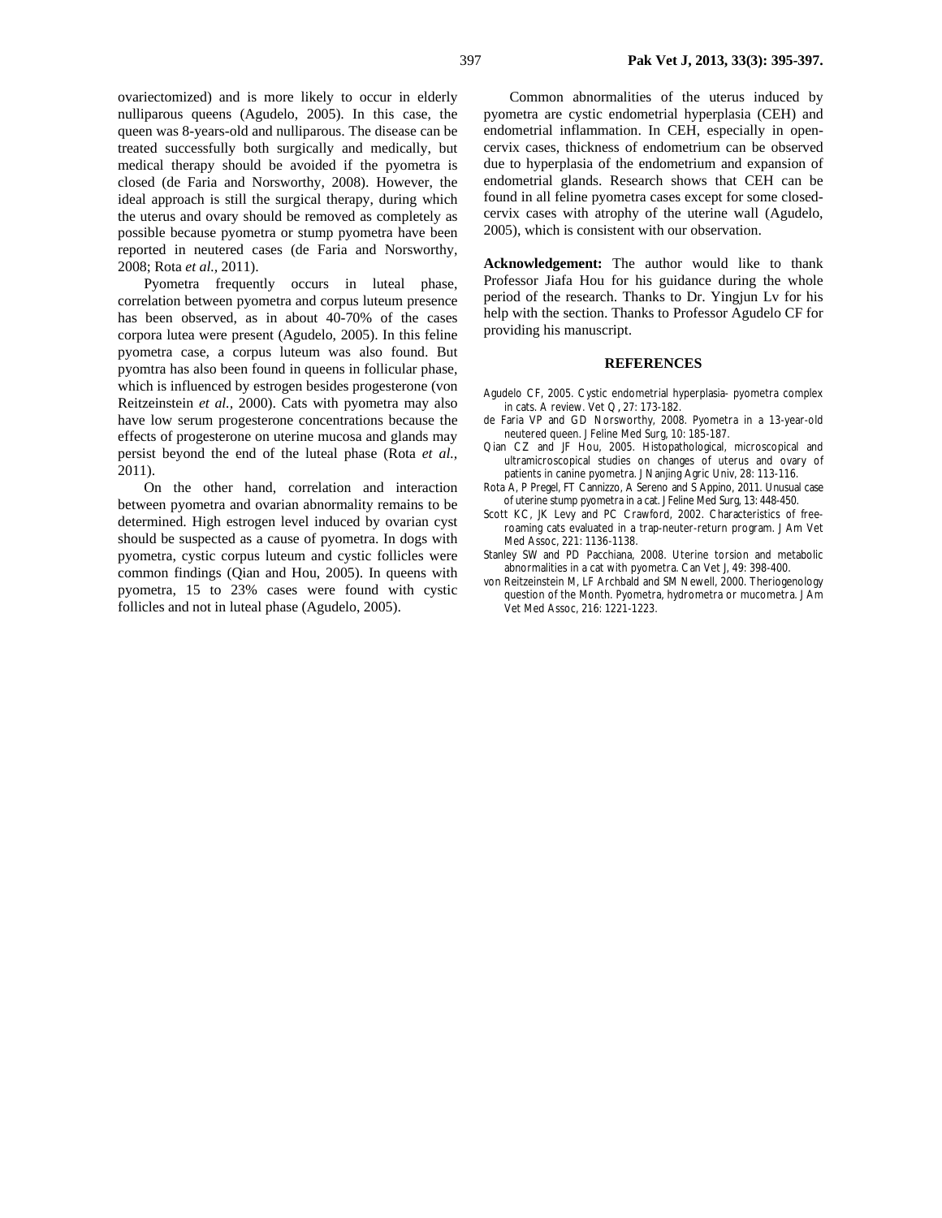ovariectomized) and is more likely to occur in elderly nulliparous queens (Agudelo, 2005). In this case, the queen was 8-years-old and nulliparous. The disease can be treated successfully both surgically and medically, but medical therapy should be avoided if the pyometra is closed (de Faria and Norsworthy, 2008). However, the ideal approach is still the surgical therapy, during which the uterus and ovary should be removed as completely as possible because pyometra or stump pyometra have been reported in neutered cases (de Faria and Norsworthy, 2008; Rota *et al.*, 2011).

Pyometra frequently occurs in luteal phase, correlation between pyometra and corpus luteum presence has been observed, as in about 40-70% of the cases corpora lutea were present (Agudelo, 2005). In this feline pyometra case, a corpus luteum was also found. But pyomtra has also been found in queens in follicular phase, which is influenced by estrogen besides progesterone (von Reitzeinstein *et al.*, 2000). Cats with pyometra may also have low serum progesterone concentrations because the effects of progesterone on uterine mucosa and glands may persist beyond the end of the luteal phase (Rota *et al.*, 2011).

On the other hand, correlation and interaction between pyometra and ovarian abnormality remains to be determined. High estrogen level induced by ovarian cyst should be suspected as a cause of pyometra. In dogs with pyometra, cystic corpus luteum and cystic follicles were common findings (Qian and Hou, 2005). In queens with pyometra, 15 to 23% cases were found with cystic follicles and not in luteal phase (Agudelo, 2005).

Common abnormalities of the uterus induced by pyometra are cystic endometrial hyperplasia (CEH) and endometrial inflammation. In CEH, especially in open-cervix cases, thickness of endometrium can be observed due to hyperplasia of the endometrium and expansion of endometrial glands. Research shows that CEH can be found in all feline pyometra cases except for some closed-cervix cases with atrophy of the uterine wall (Agudelo, 2005), which is consistent with our observation.

**Acknowledgement:** The author would like to thank Professor Jiafa Hou for his guidance during the whole period of the research. Thanks to Dr. Yingjun Lv for his help with the section. Thanks to Professor Agudelo CF for providing his manuscript.

## REFERENCES

Agudelo CF, 2005. Cystic endometrial hyperplasia- pyometra complex in cats. A review. Vet Q, 27: 173-182.

de Faria VP and GD Norsworthy, 2008. Pyometra in a 13-year-old neutered queen. J Feline Med Surg, 10: 185-187.

Qian CZ and JF Hou, 2005. Histopathological, microscopical and ultramicroscopical studies on changes of uterus and ovary of patients in canine pyometra. J Nanjing Agric Univ, 28: 113-116.

Rota A, P Pregel, FT Cannizzo, A Sereno and S Appino, 2011. Unusual case of uterine stump pyometra in a cat. J Feline Med Surg, 13: 448-450.

Scott KC, JK Levy and PC Crawford, 2002. Characteristics of free-roaming cats evaluated in a trap-neuter-return program. J Am Vet Med Assoc, 221: 1136-1138.

Stanley SW and PD Pacchiana, 2008. Uterine torsion and metabolic abnormalities in a cat with pyometra. Can Vet J, 49: 398-400.

von Reitzeinstein M, LF Archbald and SM Newell, 2000. Theriogenology question of the Month. Pyometra, hydrometra or mucometra. J Am Vet Med Assoc, 216: 1221-1223.